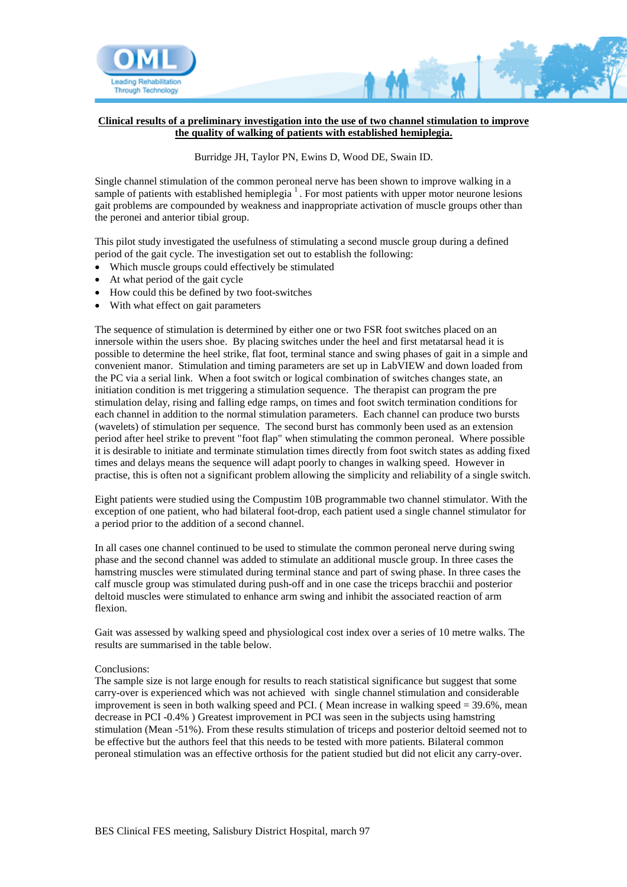**Clinical results of a preliminary investigation into the use of two channel stimulation to improve the quality of walking of patients with established hemiplegia.**

Burridge JH, Taylor PN, Ewins D, Wood DE, Swain ID.

Single channel stimulation of the common peroneal nerve has been shown to improve walking in a sample of patients with established hemiplegia [1]. For most patients with upper motor neurone lesions gait problems are compounded by weakness and inappropriate activation of muscle groups other than the peronei and anterior tibial group.

This pilot study investigated the usefulness of stimulating a second muscle group during a defined period of the gait cycle. The investigation set out to establish the following:

- Which muscle groups could effectively be stimulated
- At what period of the gait cycle
- How could this be defined by two foot-switches
- With what effect on gait parameters

The sequence of stimulation is determined by either one or two FSR foot switches placed on an innersole within the users shoe. By placing switches under the heel and first metatarsal head it is possible to determine the heel strike, flat foot, terminal stance and swing phases of gait in a simple and convenient manor. Stimulation and timing parameters are set up in LabVIEW and down loaded from the PC via a serial link. When a foot switch or logical combination of switches changes state, an initiation condition is met triggering a stimulation sequence. The therapist can program the pre stimulation delay, rising and falling edge ramps, on times and foot switch termination conditions for each channel in addition to the normal stimulation parameters. Each channel can produce two bursts (wavelets) of stimulation per sequence. The second burst has commonly been used as an extension period after heel strike to prevent "foot flap" when stimulating the common peroneal. Where possible it is desirable to initiate and terminate stimulation times directly from foot switch states as adding fixed times and delays means the sequence will adapt poorly to changes in walking speed. However in practise, this is often not a significant problem allowing the simplicity and reliability of a single switch.

Eight patients were studied using the Compustim 10B programmable two channel stimulator. With the exception of one patient, who had bilateral foot-drop, each patient used a single channel stimulator for a period prior to the addition of a second channel.

In all cases one channel continued to be used to stimulate the common peroneal nerve during swing phase and the second channel was added to stimulate an additional muscle group. In three cases the hamstring muscles were stimulated during terminal stance and part of swing phase. In three cases the calf muscle group was stimulated during push-off and in one case the triceps bracchii and posterior deltoid muscles were stimulated to enhance arm swing and inhibit the associated reaction of arm flexion.

Gait was assessed by walking speed and physiological cost index over a series of 10 metre walks. The results are summarised in the table below.

Conclusions:
The sample size is not large enough for results to reach statistical significance but suggest that some carry-over is experienced which was not achieved with single channel stimulation and considerable improvement is seen in both walking speed and PCI. ( Mean increase in walking speed = 39.6%, mean decrease in PCI -0.4% ) Greatest improvement in PCI was seen in the subjects using hamstring stimulation (Mean -51%). From these results stimulation of triceps and posterior deltoid seemed not to be effective but the authors feel that this needs to be tested with more patients. Bilateral common peroneal stimulation was an effective orthosis for the patient studied but did not elicit any carry-over.

BES Clinical FES meeting, Salisbury District Hospital, march 97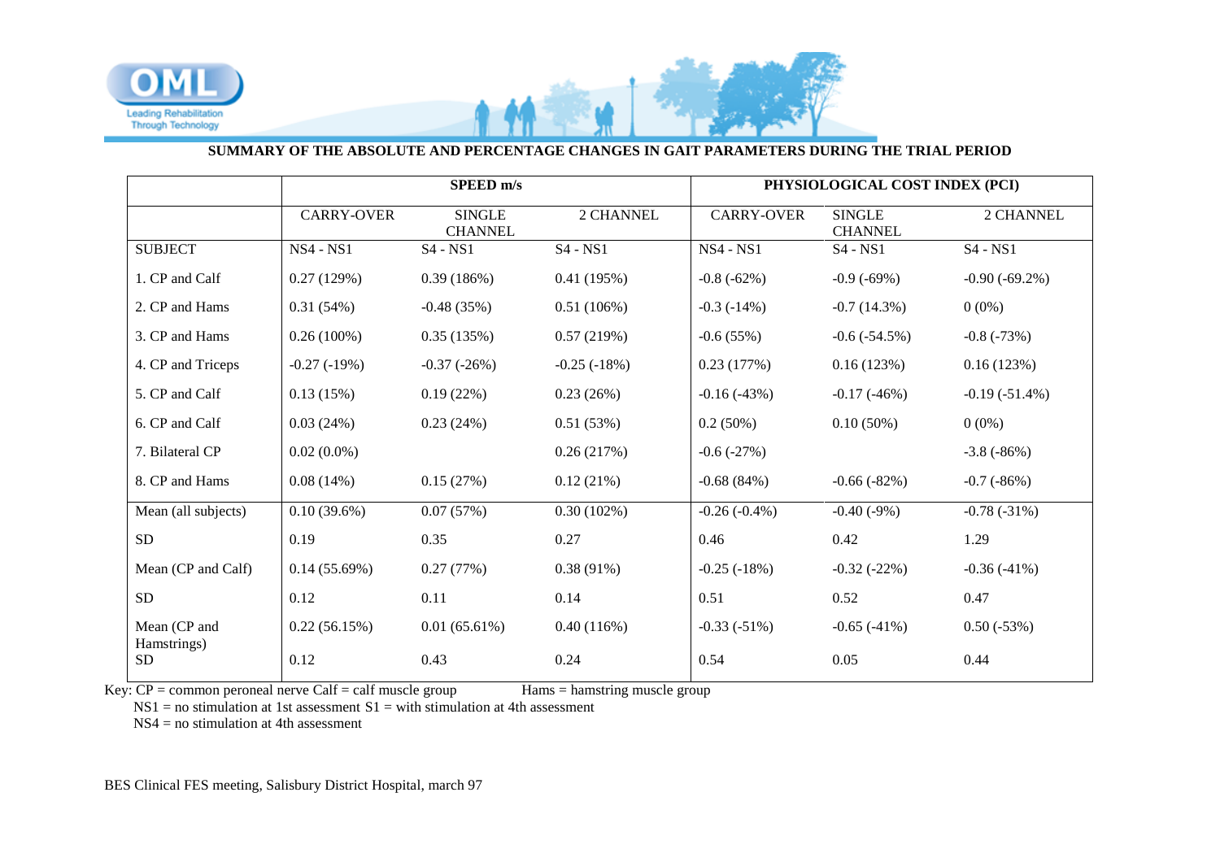## SUMMARY OF THE ABSOLUTE AND PERCENTAGE CHANGES IN GAIT PARAMETERS DURING THE TRIAL PERIOD

| | SPEED m/s | | | PHYSIOLOGICAL COST INDEX (PCI) | | |
|---|---|---|---|---|---|---|
| | CARRY-OVER | SINGLE CHANNEL | 2 CHANNEL | CARRY-OVER | SINGLE CHANNEL | 2 CHANNEL |
| SUBJECT | NS4 - NS1 | S4 - NS1 | S4 - NS1 | NS4 - NS1 | S4 - NS1 | S4 - NS1 |
| 1. CP and Calf | 0.27 (129%) | 0.39 (186%) | 0.41 (195%) | -0.8 (-62%) | -0.9 (-69%) | -0.90 (-69.2%) |
| 2. CP and Hams | 0.31 (54%) | -0.48 (35%) | 0.51 (106%) | -0.3 (-14%) | -0.7 (14.3%) | 0 (0%) |
| 3. CP and Hams | 0.26 (100%) | 0.35 (135%) | 0.57 (219%) | -0.6 (55%) | -0.6 (-54.5%) | -0.8 (-73%) |
| 4. CP and Triceps | -0.27 (-19%) | -0.37 (-26%) | -0.25 (-18%) | 0.23 (177%) | 0.16 (123%) | 0.16 (123%) |
| 5. CP and Calf | 0.13 (15%) | 0.19 (22%) | 0.23 (26%) | -0.16 (-43%) | -0.17 (-46%) | -0.19 (-51.4%) |
| 6. CP and Calf | 0.03 (24%) | 0.23 (24%) | 0.51 (53%) | 0.2 (50%) | 0.10 (50%) | 0 (0%) |
| 7. Bilateral CP | 0.02 (0.0%) | | 0.26 (217%) | -0.6 (-27%) | | -3.8 (-86%) |
| 8. CP and Hams | 0.08 (14%) | 0.15 (27%) | 0.12 (21%) | -0.68 (84%) | -0.66 (-82%) | -0.7 (-86%) |
| Mean (all subjects) | 0.10 (39.6%) | 0.07 (57%) | 0.30 (102%) | -0.26 (-0.4%) | -0.40 (-9%) | -0.78 (-31%) |
| SD | 0.19 | 0.35 | 0.27 | 0.46 | 0.42 | 1.29 |
| Mean (CP and Calf) | 0.14 (55.69%) | 0.27 (77%) | 0.38 (91%) | -0.25 (-18%) | -0.32 (-22%) | -0.36 (-41%) |
| SD | 0.12 | 0.11 | 0.14 | 0.51 | 0.52 | 0.47 |
| Mean (CP and Hamstrings) | 0.22 (56.15%) | 0.01 (65.61%) | 0.40 (116%) | -0.33 (-51%) | -0.65 (-41%) | 0.50 (-53%) |
| SD | 0.12 | 0.43 | 0.24 | 0.54 | 0.05 | 0.44 |

Key: CP = common peroneal nerve Calf = calf muscle group Hams = hamstring muscle group
NS1 = no stimulation at 1st assessment S1 = with stimulation at 4th assessment
NS4 = no stimulation at 4th assessment

BES Clinical FES meeting, Salisbury District Hospital, march 97